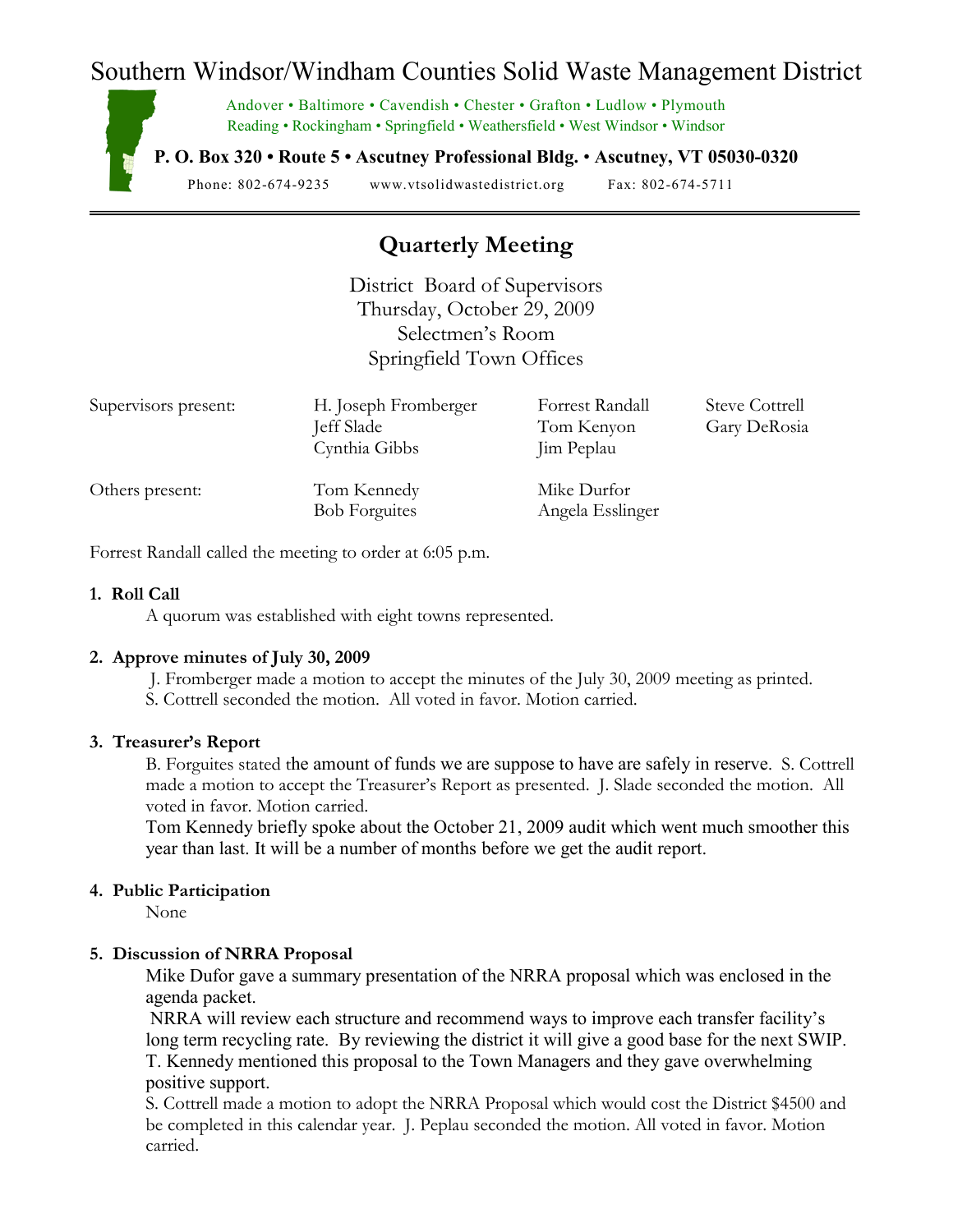# Southern Windsor/Windham Counties Solid Waste Management District

Andover • Baltimore • Cavendish • Chester • Grafton • Ludlow • Plymouth
Reading • Rockingham • Springfield • Weathersfield • West Windsor • Windsor

**P. O. Box 320 • Route 5 • Ascutney Professional Bldg. • Ascutney, VT 05030-0320**

Phone: 802-674-9235 www.vtsolidwastedistrict.org Fax: 802-674-5711

---

## Quarterly Meeting

District Board of Supervisors
Thursday, October 29, 2009
Selectmen's Room
Springfield Town Offices

| | | | |
|---|---|---|---|
| Supervisors present: | H. Joseph Fromberger | Forrest Randall | Steve Cottrell |
| | Jeff Slade | Tom Kenyon | Gary DeRosia |
| | Cynthia Gibbs | Jim Peplau | |
| Others present: | Tom Kennedy | Mike Durfor | |
| | Bob Forguites | Angela Esslinger | |

Forrest Randall called the meeting to order at 6:05 p.m.

**1. Roll Call**

A quorum was established with eight towns represented.

**2. Approve minutes of July 30, 2009**

J. Fromberger made a motion to accept the minutes of the July 30, 2009 meeting as printed. S. Cottrell seconded the motion. All voted in favor. Motion carried.

**3. Treasurer's Report**

B. Forguites stated the amount of funds we are suppose to have are safely in reserve. S. Cottrell made a motion to accept the Treasurer's Report as presented. J. Slade seconded the motion. All voted in favor. Motion carried.

Tom Kennedy briefly spoke about the October 21, 2009 audit which went much smoother this year than last. It will be a number of months before we get the audit report.

**4. Public Participation**

None

**5. Discussion of NRRA Proposal**

Mike Dufor gave a summary presentation of the NRRA proposal which was enclosed in the agenda packet.

NRRA will review each structure and recommend ways to improve each transfer facility's long term recycling rate. By reviewing the district it will give a good base for the next SWIP. T. Kennedy mentioned this proposal to the Town Managers and they gave overwhelming positive support.

S. Cottrell made a motion to adopt the NRRA Proposal which would cost the District $4500 and be completed in this calendar year. J. Peplau seconded the motion. All voted in favor. Motion carried.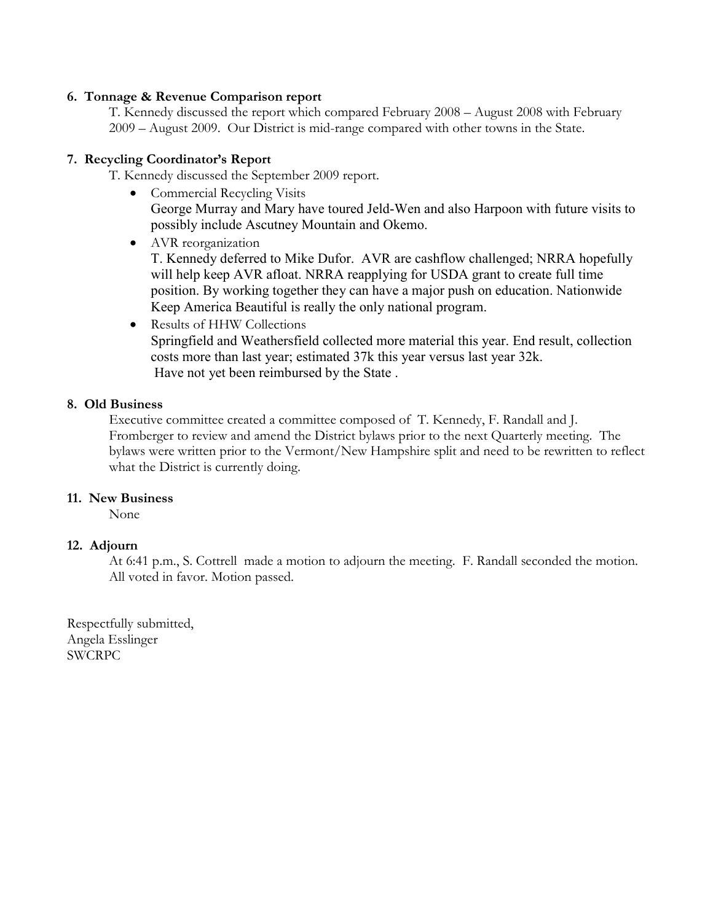**6. Tonnage & Revenue Comparison report**

T. Kennedy discussed the report which compared February 2008 – August 2008 with February 2009 – August 2009. Our District is mid-range compared with other towns in the State.

**7. Recycling Coordinator's Report**

T. Kennedy discussed the September 2009 report.

- Commercial Recycling Visits
  George Murray and Mary have toured Jeld-Wen and also Harpoon with future visits to possibly include Ascutney Mountain and Okemo.
- AVR reorganization
  T. Kennedy deferred to Mike Dufor. AVR are cashflow challenged; NRRA hopefully will help keep AVR afloat. NRRA reapplying for USDA grant to create full time position. By working together they can have a major push on education. Nationwide Keep America Beautiful is really the only national program.
- Results of HHW Collections
  Springfield and Weathersfield collected more material this year. End result, collection costs more than last year; estimated 37k this year versus last year 32k.
  Have not yet been reimbursed by the State .

**8. Old Business**

Executive committee created a committee composed of T. Kennedy, F. Randall and J. Fromberger to review and amend the District bylaws prior to the next Quarterly meeting. The bylaws were written prior to the Vermont/New Hampshire split and need to be rewritten to reflect what the District is currently doing.

**11. New Business**

None

**12. Adjourn**

At 6:41 p.m., S. Cottrell made a motion to adjourn the meeting. F. Randall seconded the motion. All voted in favor. Motion passed.

Respectfully submitted,
Angela Esslinger
SWCRPC